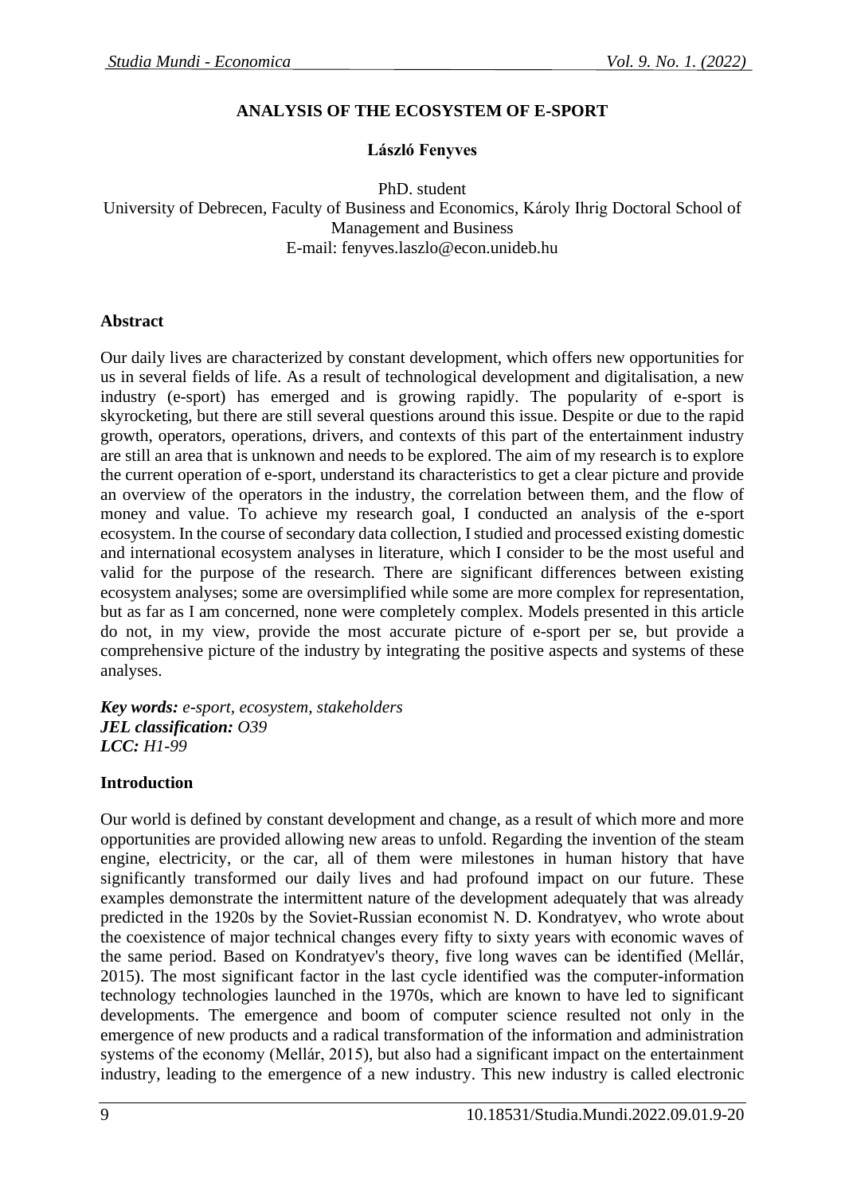# ANALYSIS OF THE ECOSYSTEM OF E-SPORT

**László Fenyves**

PhD. student
University of Debrecen, Faculty of Business and Economics, Károly Ihrig Doctoral School of Management and Business
E-mail: fenyves.laszlo@econ.unideb.hu

## Abstract

Our daily lives are characterized by constant development, which offers new opportunities for us in several fields of life. As a result of technological development and digitalisation, a new industry (e-sport) has emerged and is growing rapidly. The popularity of e-sport is skyrocketing, but there are still several questions around this issue. Despite or due to the rapid growth, operators, operations, drivers, and contexts of this part of the entertainment industry are still an area that is unknown and needs to be explored. The aim of my research is to explore the current operation of e-sport, understand its characteristics to get a clear picture and provide an overview of the operators in the industry, the correlation between them, and the flow of money and value. To achieve my research goal, I conducted an analysis of the e-sport ecosystem. In the course of secondary data collection, I studied and processed existing domestic and international ecosystem analyses in literature, which I consider to be the most useful and valid for the purpose of the research. There are significant differences between existing ecosystem analyses; some are oversimplified while some are more complex for representation, but as far as I am concerned, none were completely complex. Models presented in this article do not, in my view, provide the most accurate picture of e-sport per se, but provide a comprehensive picture of the industry by integrating the positive aspects and systems of these analyses.

***Key words:*** *e-sport, ecosystem, stakeholders*
***JEL classification:*** *O39*
***LCC:*** *H1-99*

## Introduction

Our world is defined by constant development and change, as a result of which more and more opportunities are provided allowing new areas to unfold. Regarding the invention of the steam engine, electricity, or the car, all of them were milestones in human history that have significantly transformed our daily lives and had profound impact on our future. These examples demonstrate the intermittent nature of the development adequately that was already predicted in the 1920s by the Soviet-Russian economist N. D. Kondratyev, who wrote about the coexistence of major technical changes every fifty to sixty years with economic waves of the same period. Based on Kondratyev's theory, five long waves can be identified (Mellár, 2015). The most significant factor in the last cycle identified was the computer-information technology technologies launched in the 1970s, which are known to have led to significant developments. The emergence and boom of computer science resulted not only in the emergence of new products and a radical transformation of the information and administration systems of the economy (Mellár, 2015), but also had a significant impact on the entertainment industry, leading to the emergence of a new industry. This new industry is called electronic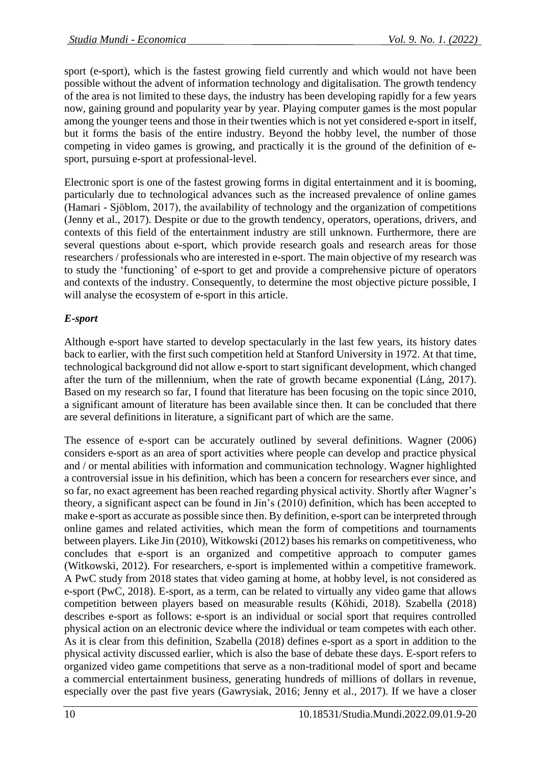sport (e-sport), which is the fastest growing field currently and which would not have been possible without the advent of information technology and digitalisation. The growth tendency of the area is not limited to these days, the industry has been developing rapidly for a few years now, gaining ground and popularity year by year. Playing computer games is the most popular among the younger teens and those in their twenties which is not yet considered e-sport in itself, but it forms the basis of the entire industry. Beyond the hobby level, the number of those competing in video games is growing, and practically it is the ground of the definition of e-sport, pursuing e-sport at professional-level.

Electronic sport is one of the fastest growing forms in digital entertainment and it is booming, particularly due to technological advances such as the increased prevalence of online games (Hamari - Sjöblom, 2017), the availability of technology and the organization of competitions (Jenny et al., 2017). Despite or due to the growth tendency, operators, operations, drivers, and contexts of this field of the entertainment industry are still unknown. Furthermore, there are several questions about e-sport, which provide research goals and research areas for those researchers / professionals who are interested in e-sport. The main objective of my research was to study the 'functioning' of e-sport to get and provide a comprehensive picture of operators and contexts of the industry. Consequently, to determine the most objective picture possible, I will analyse the ecosystem of e-sport in this article.

### *E-sport*

Although e-sport have started to develop spectacularly in the last few years, its history dates back to earlier, with the first such competition held at Stanford University in 1972. At that time, technological background did not allow e-sport to start significant development, which changed after the turn of the millennium, when the rate of growth became exponential (Láng, 2017). Based on my research so far, I found that literature has been focusing on the topic since 2010, a significant amount of literature has been available since then. It can be concluded that there are several definitions in literature, a significant part of which are the same.

The essence of e-sport can be accurately outlined by several definitions. Wagner (2006) considers e-sport as an area of sport activities where people can develop and practice physical and / or mental abilities with information and communication technology. Wagner highlighted a controversial issue in his definition, which has been a concern for researchers ever since, and so far, no exact agreement has been reached regarding physical activity. Shortly after Wagner's theory, a significant aspect can be found in Jin's (2010) definition, which has been accepted to make e-sport as accurate as possible since then. By definition, e-sport can be interpreted through online games and related activities, which mean the form of competitions and tournaments between players. Like Jin (2010), Witkowski (2012) bases his remarks on competitiveness, who concludes that e-sport is an organized and competitive approach to computer games (Witkowski, 2012). For researchers, e-sport is implemented within a competitive framework. A PwC study from 2018 states that video gaming at home, at hobby level, is not considered as e-sport (PwC, 2018). E-sport, as a term, can be related to virtually any video game that allows competition between players based on measurable results (Kőhidi, 2018). Szabella (2018) describes e-sport as follows: e-sport is an individual or social sport that requires controlled physical action on an electronic device where the individual or team competes with each other. As it is clear from this definition, Szabella (2018) defines e-sport as a sport in addition to the physical activity discussed earlier, which is also the base of debate these days. E-sport refers to organized video game competitions that serve as a non-traditional model of sport and became a commercial entertainment business, generating hundreds of millions of dollars in revenue, especially over the past five years (Gawrysiak, 2016; Jenny et al., 2017). If we have a closer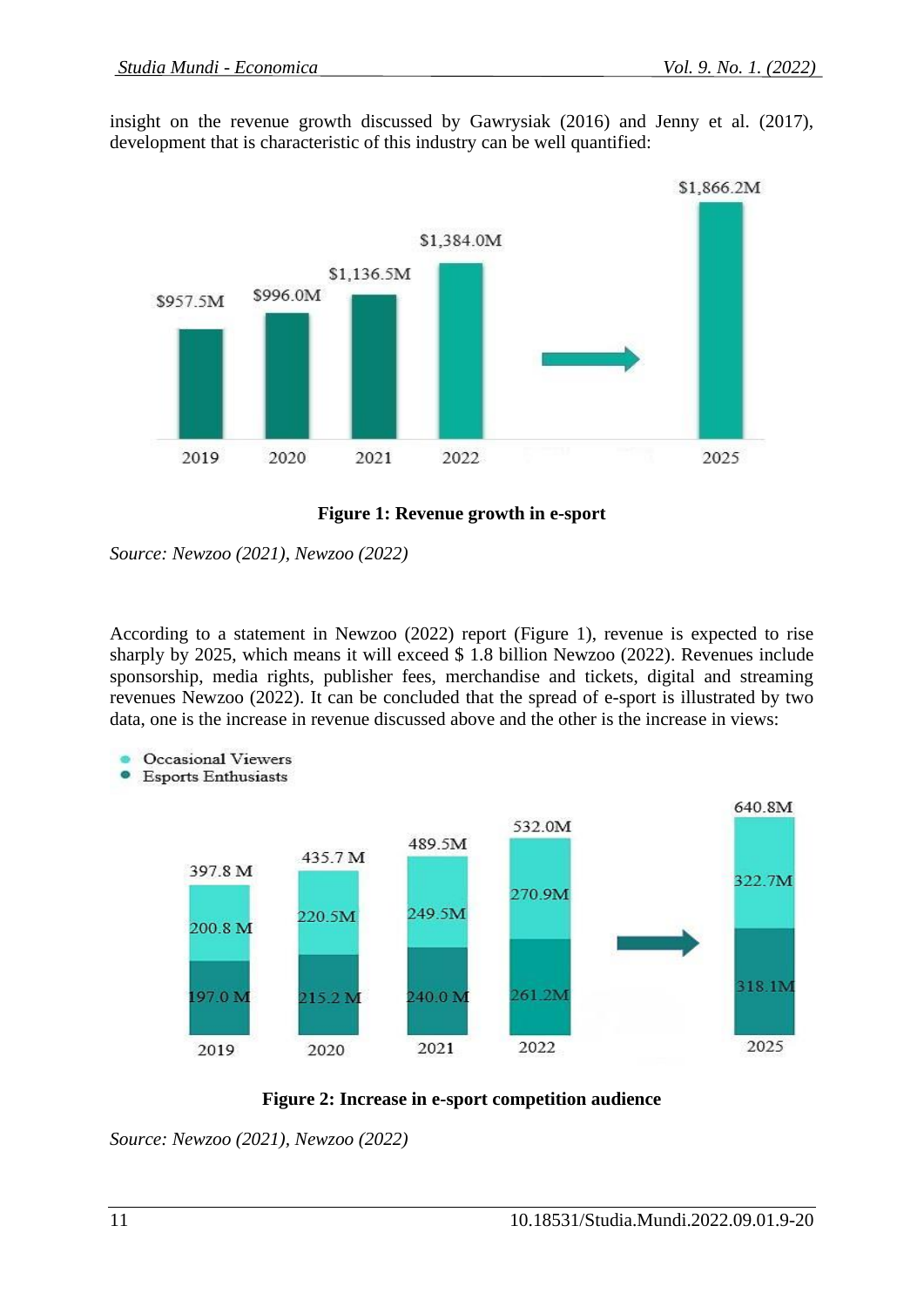insight on the revenue growth discussed by Gawrysiak (2016) and Jenny et al. (2017), development that is characteristic of this industry can be well quantified:

**Figure 1: Revenue growth in e-sport**

*Source: Newzoo (2021), Newzoo (2022)*

According to a statement in Newzoo (2022) report (Figure 1), revenue is expected to rise sharply by 2025, which means it will exceed $ 1.8 billion Newzoo (2022). Revenues include sponsorship, media rights, publisher fees, merchandise and tickets, digital and streaming revenues Newzoo (2022). It can be concluded that the spread of e-sport is illustrated by two data, one is the increase in revenue discussed above and the other is the increase in views:

**Figure 2: Increase in e-sport competition audience**

*Source: Newzoo (2021), Newzoo (2022)*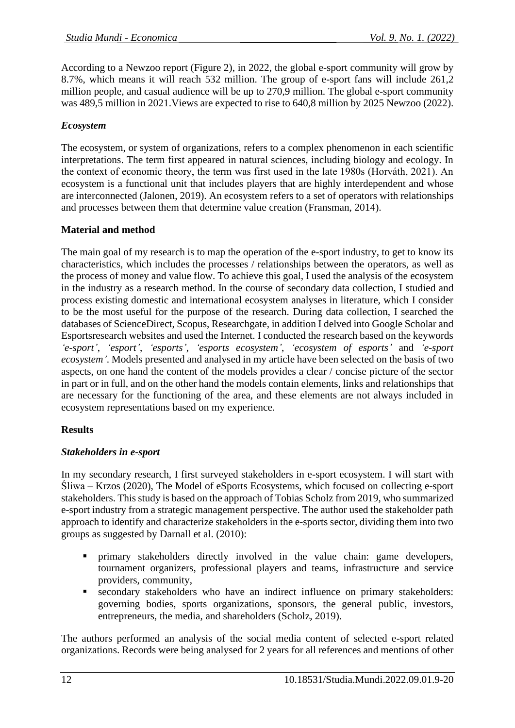According to a Newzoo report (Figure 2), in 2022, the global e-sport community will grow by 8.7%, which means it will reach 532 million. The group of e-sport fans will include 261,2 million people, and casual audience will be up to 270,9 million. The global e-sport community was 489,5 million in 2021.Views are expected to rise to 640,8 million by 2025 Newzoo (2022).

### *Ecosystem*

The ecosystem, or system of organizations, refers to a complex phenomenon in each scientific interpretations. The term first appeared in natural sciences, including biology and ecology. In the context of economic theory, the term was first used in the late 1980s (Horváth, 2021). An ecosystem is a functional unit that includes players that are highly interdependent and whose are interconnected (Jalonen, 2019). An ecosystem refers to a set of operators with relationships and processes between them that determine value creation (Fransman, 2014).

## Material and method

The main goal of my research is to map the operation of the e-sport industry, to get to know its characteristics, which includes the processes / relationships between the operators, as well as the process of money and value flow. To achieve this goal, I used the analysis of the ecosystem in the industry as a research method. In the course of secondary data collection, I studied and process existing domestic and international ecosystem analyses in literature, which I consider to be the most useful for the purpose of the research. During data collection, I searched the databases of ScienceDirect, Scopus, Researchgate, in addition I delved into Google Scholar and Esportsresearch websites and used the Internet. I conducted the research based on the keywords *'e-sport'*, *'esport'*, *'esports'*, *'esports ecosystem'*, *'ecosystem of esports'* and *'e-sport ecosystem'*. Models presented and analysed in my article have been selected on the basis of two aspects, on one hand the content of the models provides a clear / concise picture of the sector in part or in full, and on the other hand the models contain elements, links and relationships that are necessary for the functioning of the area, and these elements are not always included in ecosystem representations based on my experience.

## Results

### *Stakeholders in e-sport*

In my secondary research, I first surveyed stakeholders in e-sport ecosystem. I will start with Śliwa – Krzos (2020), The Model of eSports Ecosystems, which focused on collecting e-sport stakeholders. This study is based on the approach of Tobias Scholz from 2019, who summarized e-sport industry from a strategic management perspective. The author used the stakeholder path approach to identify and characterize stakeholders in the e-sports sector, dividing them into two groups as suggested by Darnall et al. (2010):

- primary stakeholders directly involved in the value chain: game developers, tournament organizers, professional players and teams, infrastructure and service providers, community,
- secondary stakeholders who have an indirect influence on primary stakeholders: governing bodies, sports organizations, sponsors, the general public, investors, entrepreneurs, the media, and shareholders (Scholz, 2019).

The authors performed an analysis of the social media content of selected e-sport related organizations. Records were being analysed for 2 years for all references and mentions of other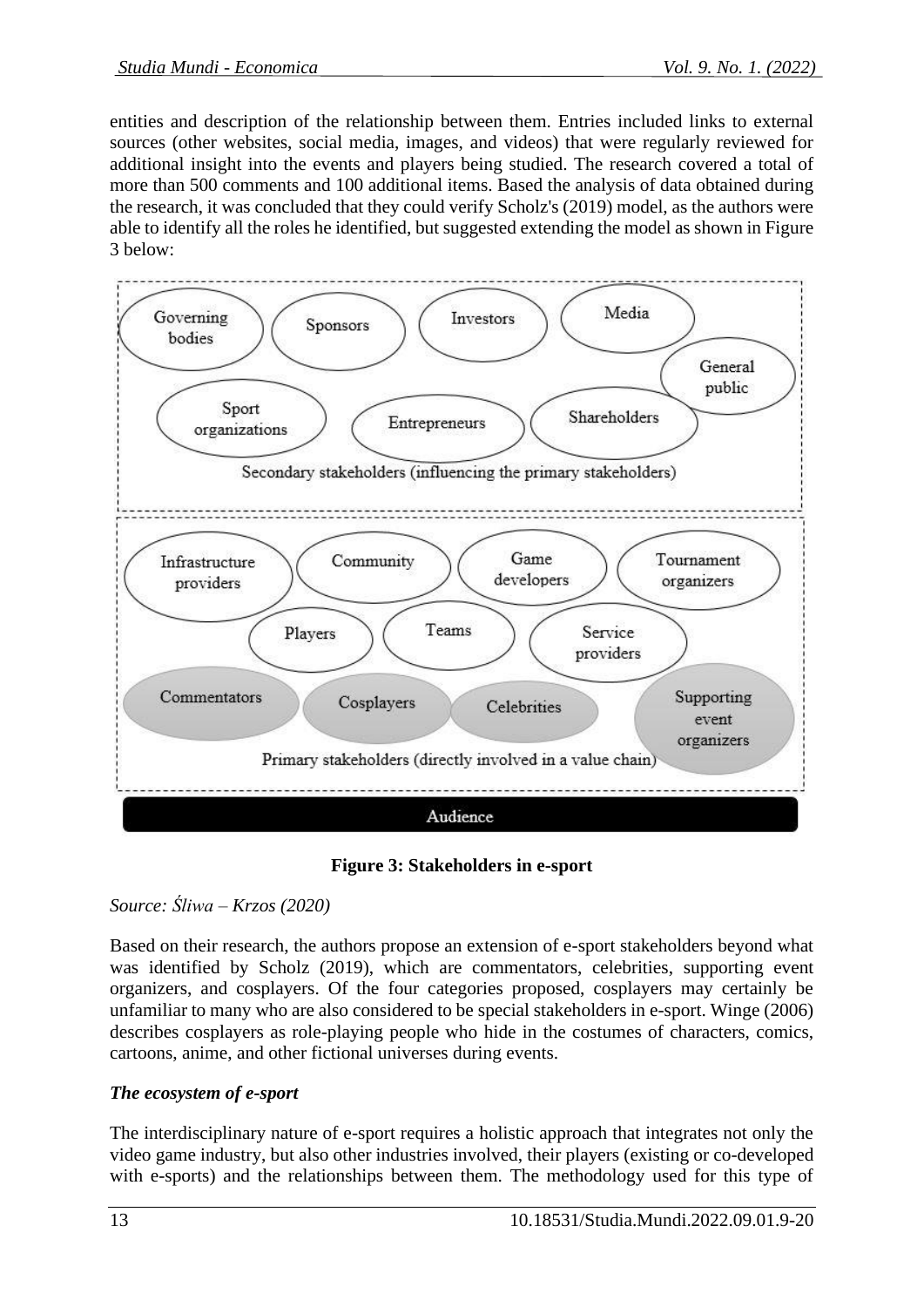entities and description of the relationship between them. Entries included links to external sources (other websites, social media, images, and videos) that were regularly reviewed for additional insight into the events and players being studied. The research covered a total of more than 500 comments and 100 additional items. Based the analysis of data obtained during the research, it was concluded that they could verify Scholz's (2019) model, as the authors were able to identify all the roles he identified, but suggested extending the model as shown in Figure 3 below:

**Figure 3: Stakeholders in e-sport**

*Source: Śliwa – Krzos (2020)*

Based on their research, the authors propose an extension of e-sport stakeholders beyond what was identified by Scholz (2019), which are commentators, celebrities, supporting event organizers, and cosplayers. Of the four categories proposed, cosplayers may certainly be unfamiliar to many who are also considered to be special stakeholders in e-sport. Winge (2006) describes cosplayers as role-playing people who hide in the costumes of characters, comics, cartoons, anime, and other fictional universes during events.

***The ecosystem of e-sport***

The interdisciplinary nature of e-sport requires a holistic approach that integrates not only the video game industry, but also other industries involved, their players (existing or co-developed with e-sports) and the relationships between them. The methodology used for this type of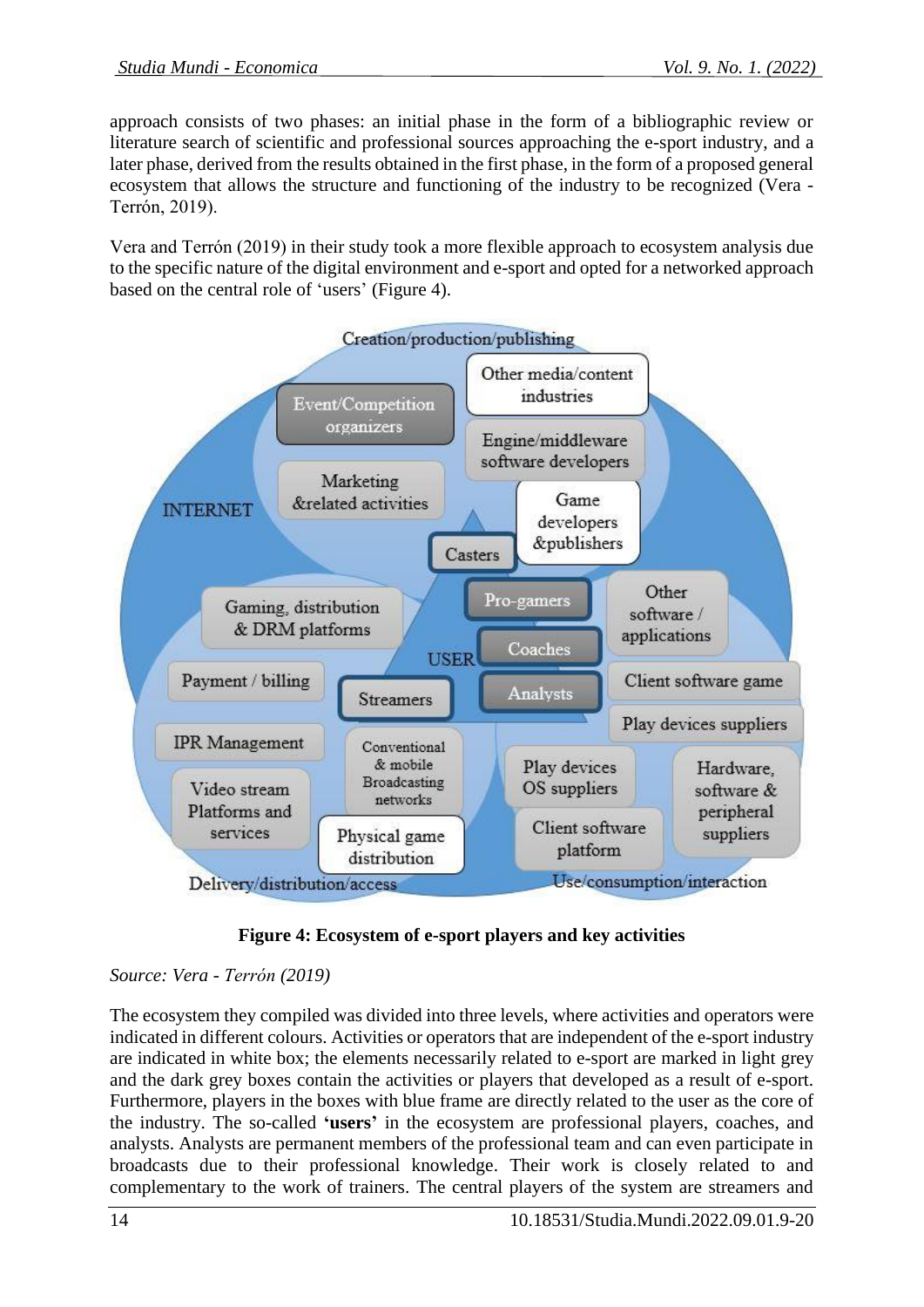approach consists of two phases: an initial phase in the form of a bibliographic review or literature search of scientific and professional sources approaching the e-sport industry, and a later phase, derived from the results obtained in the first phase, in the form of a proposed general ecosystem that allows the structure and functioning of the industry to be recognized (Vera - Terrón, 2019).

Vera and Terrón (2019) in their study took a more flexible approach to ecosystem analysis due to the specific nature of the digital environment and e-sport and opted for a networked approach based on the central role of 'users' (Figure 4).

**Figure 4: Ecosystem of e-sport players and key activities**

*Source: Vera - Terrón (2019)*

The ecosystem they compiled was divided into three levels, where activities and operators were indicated in different colours. Activities or operators that are independent of the e-sport industry are indicated in white box; the elements necessarily related to e-sport are marked in light grey and the dark grey boxes contain the activities or players that developed as a result of e-sport. Furthermore, players in the boxes with blue frame are directly related to the user as the core of the industry. The so-called **'users'** in the ecosystem are professional players, coaches, and analysts. Analysts are permanent members of the professional team and can even participate in broadcasts due to their professional knowledge. Their work is closely related to and complementary to the work of trainers. The central players of the system are streamers and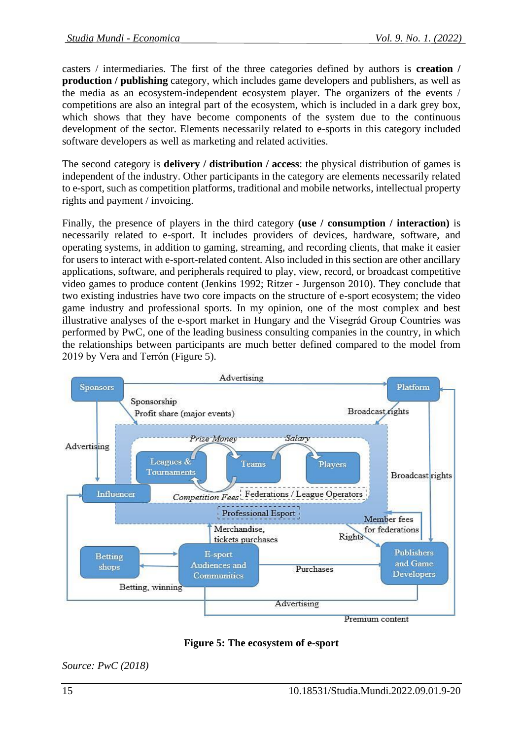casters / intermediaries. The first of the three categories defined by authors is **creation / production / publishing** category, which includes game developers and publishers, as well as the media as an ecosystem-independent ecosystem player. The organizers of the events / competitions are also an integral part of the ecosystem, which is included in a dark grey box, which shows that they have become components of the system due to the continuous development of the sector. Elements necessarily related to e-sports in this category included software developers as well as marketing and related activities.

The second category is **delivery / distribution / access**: the physical distribution of games is independent of the industry. Other participants in the category are elements necessarily related to e-sport, such as competition platforms, traditional and mobile networks, intellectual property rights and payment / invoicing.

Finally, the presence of players in the third category **(use / consumption / interaction)** is necessarily related to e-sport. It includes providers of devices, hardware, software, and operating systems, in addition to gaming, streaming, and recording clients, that make it easier for users to interact with e-sport-related content. Also included in this section are other ancillary applications, software, and peripherals required to play, view, record, or broadcast competitive video games to produce content (Jenkins 1992; Ritzer - Jurgenson 2010). They conclude that two existing industries have two core impacts on the structure of e-sport ecosystem; the video game industry and professional sports. In my opinion, one of the most complex and best illustrative analyses of the e-sport market in Hungary and the Visegrád Group Countries was performed by PwC, one of the leading business consulting companies in the country, in which the relationships between participants are much better defined compared to the model from 2019 by Vera and Terrón (Figure 5).

**Figure 5: The ecosystem of e-sport**

*Source: PwC (2018)*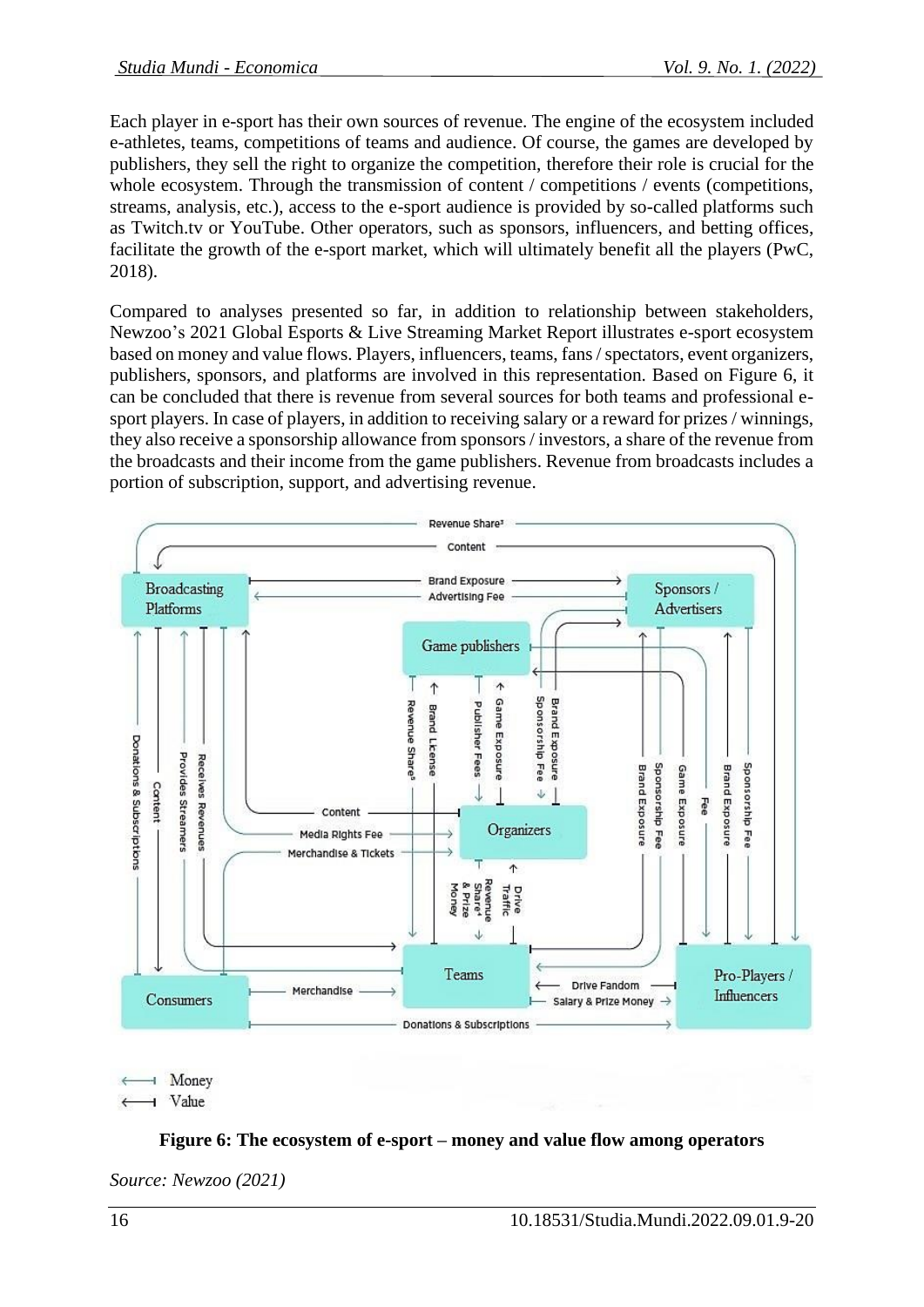Each player in e-sport has their own sources of revenue. The engine of the ecosystem included e-athletes, teams, competitions of teams and audience. Of course, the games are developed by publishers, they sell the right to organize the competition, therefore their role is crucial for the whole ecosystem. Through the transmission of content / competitions / events (competitions, streams, analysis, etc.), access to the e-sport audience is provided by so-called platforms such as Twitch.tv or YouTube. Other operators, such as sponsors, influencers, and betting offices, facilitate the growth of the e-sport market, which will ultimately benefit all the players (PwC, 2018).

Compared to analyses presented so far, in addition to relationship between stakeholders, Newzoo's 2021 Global Esports & Live Streaming Market Report illustrates e-sport ecosystem based on money and value flows. Players, influencers, teams, fans / spectators, event organizers, publishers, sponsors, and platforms are involved in this representation. Based on Figure 6, it can be concluded that there is revenue from several sources for both teams and professional e-sport players. In case of players, in addition to receiving salary or a reward for prizes / winnings, they also receive a sponsorship allowance from sponsors / investors, a share of the revenue from the broadcasts and their income from the game publishers. Revenue from broadcasts includes a portion of subscription, support, and advertising revenue.

**Figure 6: The ecosystem of e-sport – money and value flow among operators**

*Source: Newzoo (2021)*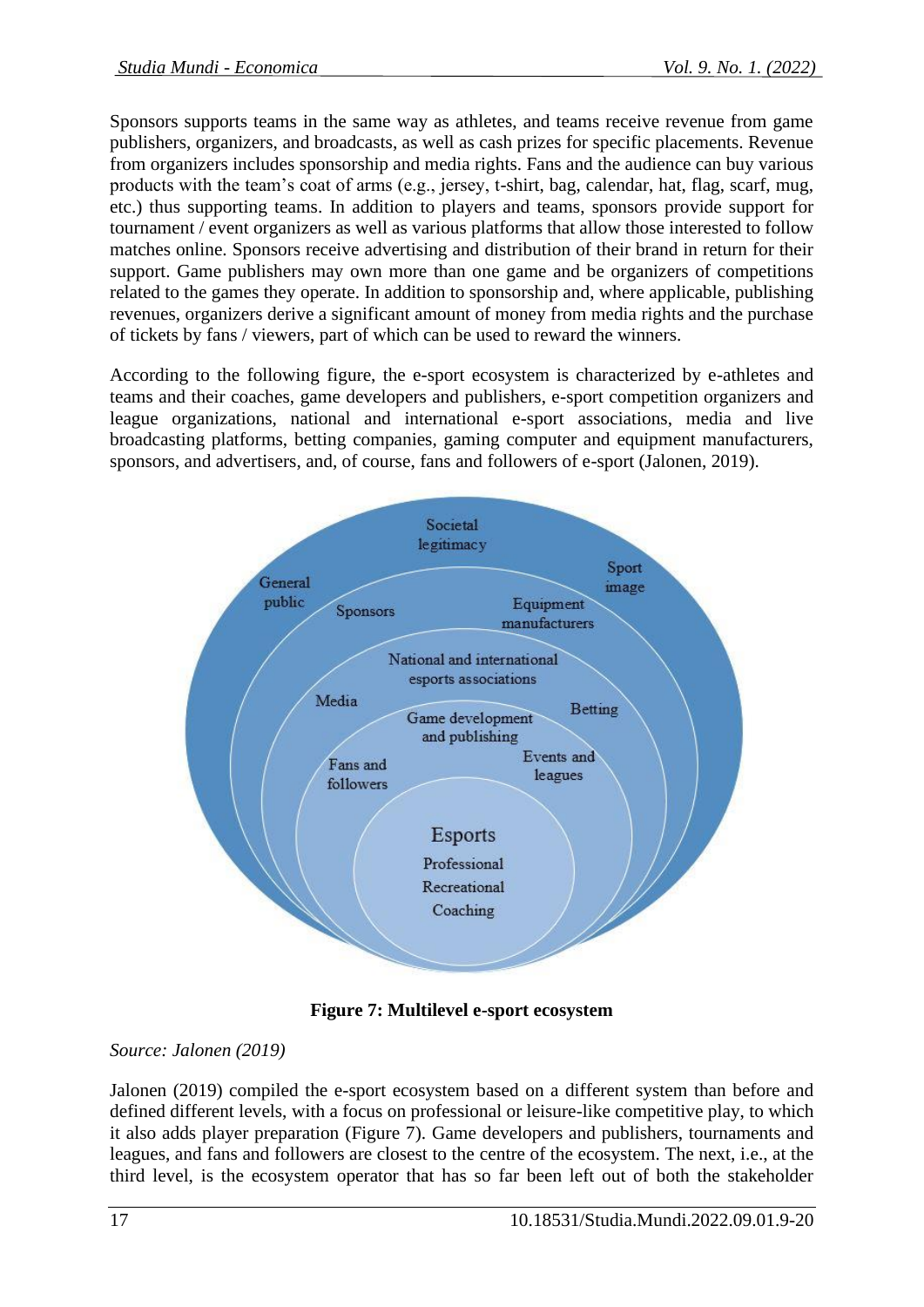Sponsors supports teams in the same way as athletes, and teams receive revenue from game publishers, organizers, and broadcasts, as well as cash prizes for specific placements. Revenue from organizers includes sponsorship and media rights. Fans and the audience can buy various products with the team's coat of arms (e.g., jersey, t-shirt, bag, calendar, hat, flag, scarf, mug, etc.) thus supporting teams. In addition to players and teams, sponsors provide support for tournament / event organizers as well as various platforms that allow those interested to follow matches online. Sponsors receive advertising and distribution of their brand in return for their support. Game publishers may own more than one game and be organizers of competitions related to the games they operate. In addition to sponsorship and, where applicable, publishing revenues, organizers derive a significant amount of money from media rights and the purchase of tickets by fans / viewers, part of which can be used to reward the winners.

According to the following figure, the e-sport ecosystem is characterized by e-athletes and teams and their coaches, game developers and publishers, e-sport competition organizers and league organizations, national and international e-sport associations, media and live broadcasting platforms, betting companies, gaming computer and equipment manufacturers, sponsors, and advertisers, and, of course, fans and followers of e-sport (Jalonen, 2019).

**Figure 7: Multilevel e-sport ecosystem**

*Source: Jalonen (2019)*

Jalonen (2019) compiled the e-sport ecosystem based on a different system than before and defined different levels, with a focus on professional or leisure-like competitive play, to which it also adds player preparation (Figure 7). Game developers and publishers, tournaments and leagues, and fans and followers are closest to the centre of the ecosystem. The next, i.e., at the third level, is the ecosystem operator that has so far been left out of both the stakeholder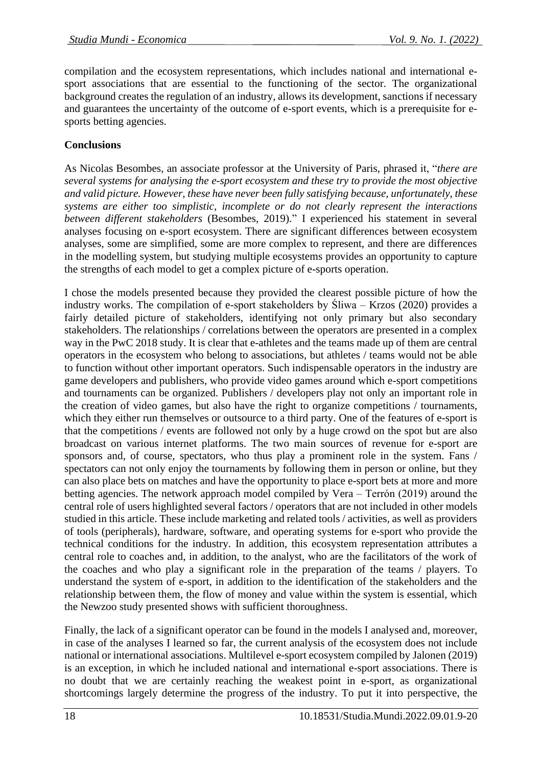compilation and the ecosystem representations, which includes national and international e-sport associations that are essential to the functioning of the sector. The organizational background creates the regulation of an industry, allows its development, sanctions if necessary and guarantees the uncertainty of the outcome of e-sport events, which is a prerequisite for e-sports betting agencies.

## Conclusions

As Nicolas Besombes, an associate professor at the University of Paris, phrased it, "*there are several systems for analysing the e-sport ecosystem and these try to provide the most objective and valid picture. However, these have never been fully satisfying because, unfortunately, these systems are either too simplistic, incomplete or do not clearly represent the interactions between different stakeholders* (Besombes, 2019)." I experienced his statement in several analyses focusing on e-sport ecosystem. There are significant differences between ecosystem analyses, some are simplified, some are more complex to represent, and there are differences in the modelling system, but studying multiple ecosystems provides an opportunity to capture the strengths of each model to get a complex picture of e-sports operation.

I chose the models presented because they provided the clearest possible picture of how the industry works. The compilation of e-sport stakeholders by Śliwa – Krzos (2020) provides a fairly detailed picture of stakeholders, identifying not only primary but also secondary stakeholders. The relationships / correlations between the operators are presented in a complex way in the PwC 2018 study. It is clear that e-athletes and the teams made up of them are central operators in the ecosystem who belong to associations, but athletes / teams would not be able to function without other important operators. Such indispensable operators in the industry are game developers and publishers, who provide video games around which e-sport competitions and tournaments can be organized. Publishers / developers play not only an important role in the creation of video games, but also have the right to organize competitions / tournaments, which they either run themselves or outsource to a third party. One of the features of e-sport is that the competitions / events are followed not only by a huge crowd on the spot but are also broadcast on various internet platforms. The two main sources of revenue for e-sport are sponsors and, of course, spectators, who thus play a prominent role in the system. Fans / spectators can not only enjoy the tournaments by following them in person or online, but they can also place bets on matches and have the opportunity to place e-sport bets at more and more betting agencies. The network approach model compiled by Vera – Terrón (2019) around the central role of users highlighted several factors / operators that are not included in other models studied in this article. These include marketing and related tools / activities, as well as providers of tools (peripherals), hardware, software, and operating systems for e-sport who provide the technical conditions for the industry. In addition, this ecosystem representation attributes a central role to coaches and, in addition, to the analyst, who are the facilitators of the work of the coaches and who play a significant role in the preparation of the teams / players. To understand the system of e-sport, in addition to the identification of the stakeholders and the relationship between them, the flow of money and value within the system is essential, which the Newzoo study presented shows with sufficient thoroughness.

Finally, the lack of a significant operator can be found in the models I analysed and, moreover, in case of the analyses I learned so far, the current analysis of the ecosystem does not include national or international associations. Multilevel e-sport ecosystem compiled by Jalonen (2019) is an exception, in which he included national and international e-sport associations. There is no doubt that we are certainly reaching the weakest point in e-sport, as organizational shortcomings largely determine the progress of the industry. To put it into perspective, the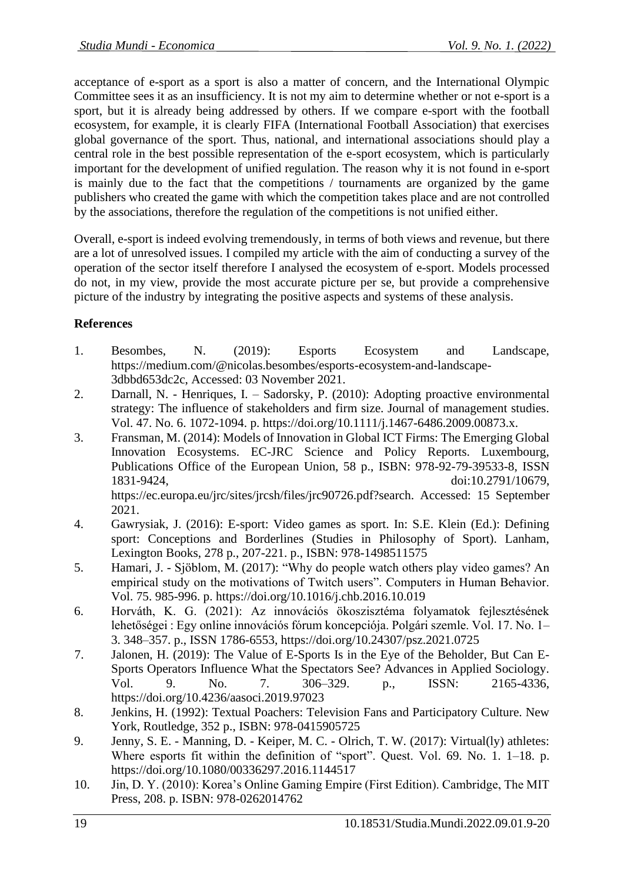acceptance of e-sport as a sport is also a matter of concern, and the International Olympic Committee sees it as an insufficiency. It is not my aim to determine whether or not e-sport is a sport, but it is already being addressed by others. If we compare e-sport with the football ecosystem, for example, it is clearly FIFA (International Football Association) that exercises global governance of the sport. Thus, national, and international associations should play a central role in the best possible representation of the e-sport ecosystem, which is particularly important for the development of unified regulation. The reason why it is not found in e-sport is mainly due to the fact that the competitions / tournaments are organized by the game publishers who created the game with which the competition takes place and are not controlled by the associations, therefore the regulation of the competitions is not unified either.

Overall, e-sport is indeed evolving tremendously, in terms of both views and revenue, but there are a lot of unresolved issues. I compiled my article with the aim of conducting a survey of the operation of the sector itself therefore I analysed the ecosystem of e-sport. Models processed do not, in my view, provide the most accurate picture per se, but provide a comprehensive picture of the industry by integrating the positive aspects and systems of these analysis.

**References**

1. Besombes, N. (2019): Esports Ecosystem and Landscape, https://medium.com/@nicolas.besombes/esports-ecosystem-and-landscape-3dbbd653dc2c, Accessed: 03 November 2021.
2. Darnall, N. - Henriques, I. – Sadorsky, P. (2010): Adopting proactive environmental strategy: The influence of stakeholders and firm size. Journal of management studies. Vol. 47. No. 6. 1072-1094. p. https://doi.org/10.1111/j.1467-6486.2009.00873.x.
3. Fransman, M. (2014): Models of Innovation in Global ICT Firms: The Emerging Global Innovation Ecosystems. EC-JRC Science and Policy Reports. Luxembourg, Publications Office of the European Union, 58 p., ISBN: 978-92-79-39533-8, ISSN 1831-9424, doi:10.2791/10679, https://ec.europa.eu/jrc/sites/jrcsh/files/jrc90726.pdf?search. Accessed: 15 September 2021.
4. Gawrysiak, J. (2016): E-sport: Video games as sport. In: S.E. Klein (Ed.): Defining sport: Conceptions and Borderlines (Studies in Philosophy of Sport). Lanham, Lexington Books, 278 p., 207-221. p., ISBN: 978-1498511575
5. Hamari, J. - Sjöblom, M. (2017): "Why do people watch others play video games? An empirical study on the motivations of Twitch users". Computers in Human Behavior. Vol. 75. 985-996. p. https://doi.org/10.1016/j.chb.2016.10.019
6. Horváth, K. G. (2021): Az innovációs ökoszisztéma folyamatok fejlesztésének lehetőségei : Egy online innovációs fórum koncepciója. Polgári szemle. Vol. 17. No. 1–3. 348–357. p., ISSN 1786-6553, https://doi.org/10.24307/psz.2021.0725
7. Jalonen, H. (2019): The Value of E-Sports Is in the Eye of the Beholder, But Can E-Sports Operators Influence What the Spectators See? Advances in Applied Sociology. Vol. 9. No. 7. 306–329. p., ISSN: 2165-4336, https://doi.org/10.4236/aasoci.2019.97023
8. Jenkins, H. (1992): Textual Poachers: Television Fans and Participatory Culture. New York, Routledge, 352 p., ISBN: 978-0415905725
9. Jenny, S. E. - Manning, D. - Keiper, M. C. - Olrich, T. W. (2017): Virtual(ly) athletes: Where esports fit within the definition of "sport". Quest. Vol. 69. No. 1. 1–18. p. https://doi.org/10.1080/00336297.2016.1144517
10. Jin, D. Y. (2010): Korea's Online Gaming Empire (First Edition). Cambridge, The MIT Press, 208. p. ISBN: 978-0262014762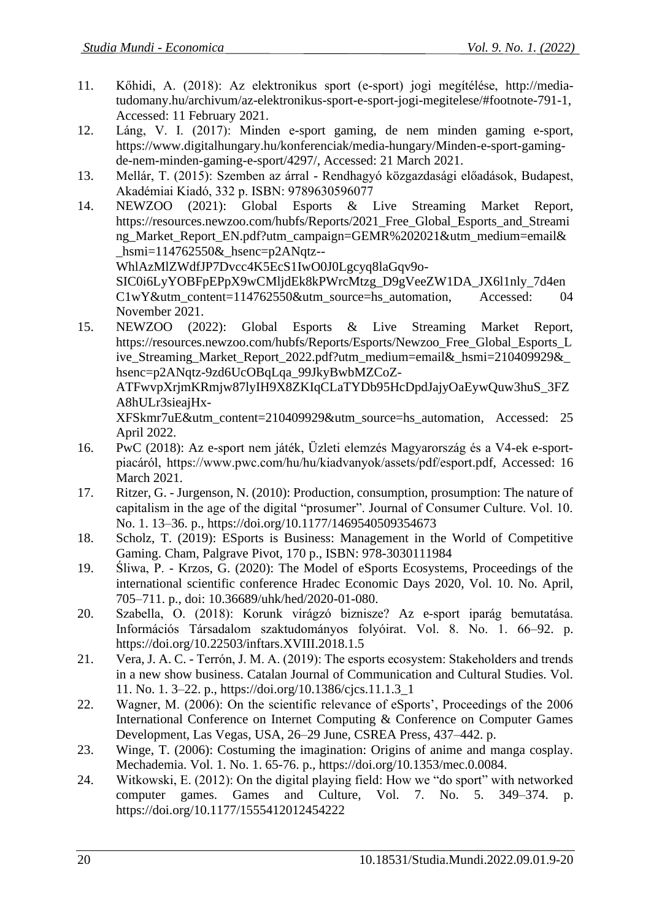11. Kőhidi, A. (2018): Az elektronikus sport (e-sport) jogi megítélése, http://media-tudomany.hu/archivum/az-elektronikus-sport-e-sport-jogi-megitelese/#footnote-791-1, Accessed: 11 February 2021.
12. Láng, V. I. (2017): Minden e-sport gaming, de nem minden gaming e-sport, https://www.digitalhungary.hu/konferenciak/media-hungary/Minden-e-sport-gaming-de-nem-minden-gaming-e-sport/4297/, Accessed: 21 March 2021.
13. Mellár, T. (2015): Szemben az árral - Rendhagyó közgazdasági előadások, Budapest, Akadémiai Kiadó, 332 p. ISBN: 9789630596077
14. NEWZOO (2021): Global Esports & Live Streaming Market Report, https://resources.newzoo.com/hubfs/Reports/2021_Free_Global_Esports_and_Streaming_Market_Report_EN.pdf?utm_campaign=GEMR%202021&utm_medium=email&_hsmi=114762550&_hsenc=p2ANqtz--WhlAzMlZWdfJP7Dvcc4K5EcS1IwO0J0Lgcyq8laGqv9o-SIC0i6LyYOBFpEPpX9wCMljdEk8kPWrcMtzg_D9gVeeZW1DA_JX6l1nly_7d4enC1wY&utm_content=114762550&utm_source=hs_automation, Accessed: 04 November 2021.
15. NEWZOO (2022): Global Esports & Live Streaming Market Report, https://resources.newzoo.com/hubfs/Reports/Esports/Newzoo_Free_Global_Esports_Live_Streaming_Market_Report_2022.pdf?utm_medium=email&_hsmi=210409929&_hsenc=p2ANqtz-9zd6UcOBqLqa_99JkyBwbMZCoZ-ATFwvpXrjmKRmjw87lyIH9X8ZKIqCLaTYDb95HcDpdJajyOaEywQuw3huS_3FZA8hULr3sieajHx-XFSkmr7uE&utm_content=210409929&utm_source=hs_automation, Accessed: 25 April 2022.
16. PwC (2018): Az e-sport nem játék, Üzleti elemzés Magyarország és a V4-ek e-sport-piacáról, https://www.pwc.com/hu/hu/kiadvanyok/assets/pdf/esport.pdf, Accessed: 16 March 2021.
17. Ritzer, G. - Jurgenson, N. (2010): Production, consumption, prosumption: The nature of capitalism in the age of the digital "prosumer". Journal of Consumer Culture. Vol. 10. No. 1. 13–36. p., https://doi.org/10.1177/1469540509354673
18. Scholz, T. (2019): ESports is Business: Management in the World of Competitive Gaming. Cham, Palgrave Pivot, 170 p., ISBN: 978-3030111984
19. Śliwa, P. - Krzos, G. (2020): The Model of eSports Ecosystems, Proceedings of the international scientific conference Hradec Economic Days 2020, Vol. 10. No. April, 705–711. p., doi: 10.36689/uhk/hed/2020-01-080.
20. Szabella, O. (2018): Korunk virágzó biznisze? Az e-sport iparág bemutatása. Információs Társadalom szaktudományos folyóirat. Vol. 8. No. 1. 66–92. p. https://doi.org/10.22503/inftars.XVIII.2018.1.5
21. Vera, J. A. C. - Terrón, J. M. A. (2019): The esports ecosystem: Stakeholders and trends in a new show business. Catalan Journal of Communication and Cultural Studies. Vol. 11. No. 1. 3–22. p., https://doi.org/10.1386/cjcs.11.1.3_1
22. Wagner, M. (2006): On the scientific relevance of eSports', Proceedings of the 2006 International Conference on Internet Computing & Conference on Computer Games Development, Las Vegas, USA, 26–29 June, CSREA Press, 437–442. p.
23. Winge, T. (2006): Costuming the imagination: Origins of anime and manga cosplay. Mechademia. Vol. 1. No. 1. 65-76. p., https://doi.org/10.1353/mec.0.0084.
24. Witkowski, E. (2012): On the digital playing field: How we "do sport" with networked computer games. Games and Culture, Vol. 7. No. 5. 349–374. p. https://doi.org/10.1177/1555412012454222